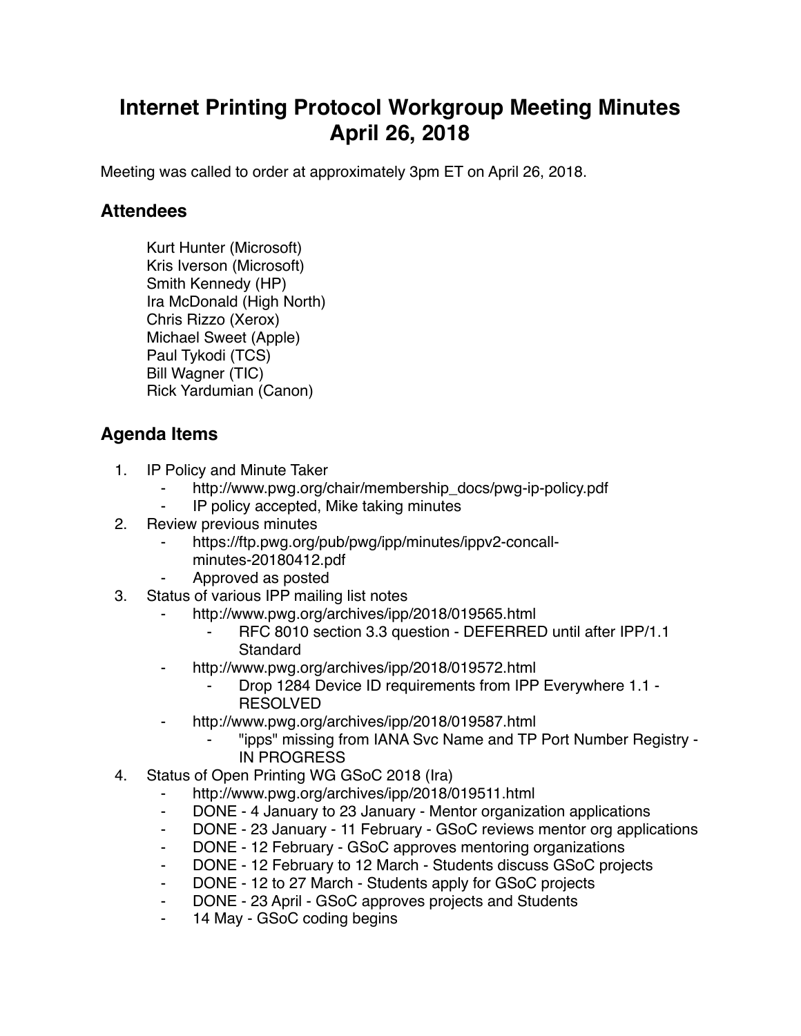# Internet Printing Protocol Workgroup Meeting Minutes
# April 26, 2018

Meeting was called to order at approximately 3pm ET on April 26, 2018.

## Attendees

Kurt Hunter (Microsoft)
Kris Iverson (Microsoft)
Smith Kennedy (HP)
Ira McDonald (High North)
Chris Rizzo (Xerox)
Michael Sweet (Apple)
Paul Tykodi (TCS)
Bill Wagner (TIC)
Rick Yardumian (Canon)

## Agenda Items

1. IP Policy and Minute Taker
    - http://www.pwg.org/chair/membership_docs/pwg-ip-policy.pdf
    - IP policy accepted, Mike taking minutes
2. Review previous minutes
    - https://ftp.pwg.org/pub/pwg/ipp/minutes/ippv2-concall-minutes-20180412.pdf
    - Approved as posted
3. Status of various IPP mailing list notes
    - http://www.pwg.org/archives/ipp/2018/019565.html
        - RFC 8010 section 3.3 question - DEFERRED until after IPP/1.1 Standard
    - http://www.pwg.org/archives/ipp/2018/019572.html
        - Drop 1284 Device ID requirements from IPP Everywhere 1.1 - RESOLVED
    - http://www.pwg.org/archives/ipp/2018/019587.html
        - "ipps" missing from IANA Svc Name and TP Port Number Registry - IN PROGRESS
4. Status of Open Printing WG GSoC 2018 (Ira)
    - http://www.pwg.org/archives/ipp/2018/019511.html
    - DONE - 4 January to 23 January - Mentor organization applications
    - DONE - 23 January - 11 February - GSoC reviews mentor org applications
    - DONE - 12 February - GSoC approves mentoring organizations
    - DONE - 12 February to 12 March - Students discuss GSoC projects
    - DONE - 12 to 27 March - Students apply for GSoC projects
    - DONE - 23 April - GSoC approves projects and Students
    - 14 May - GSoC coding begins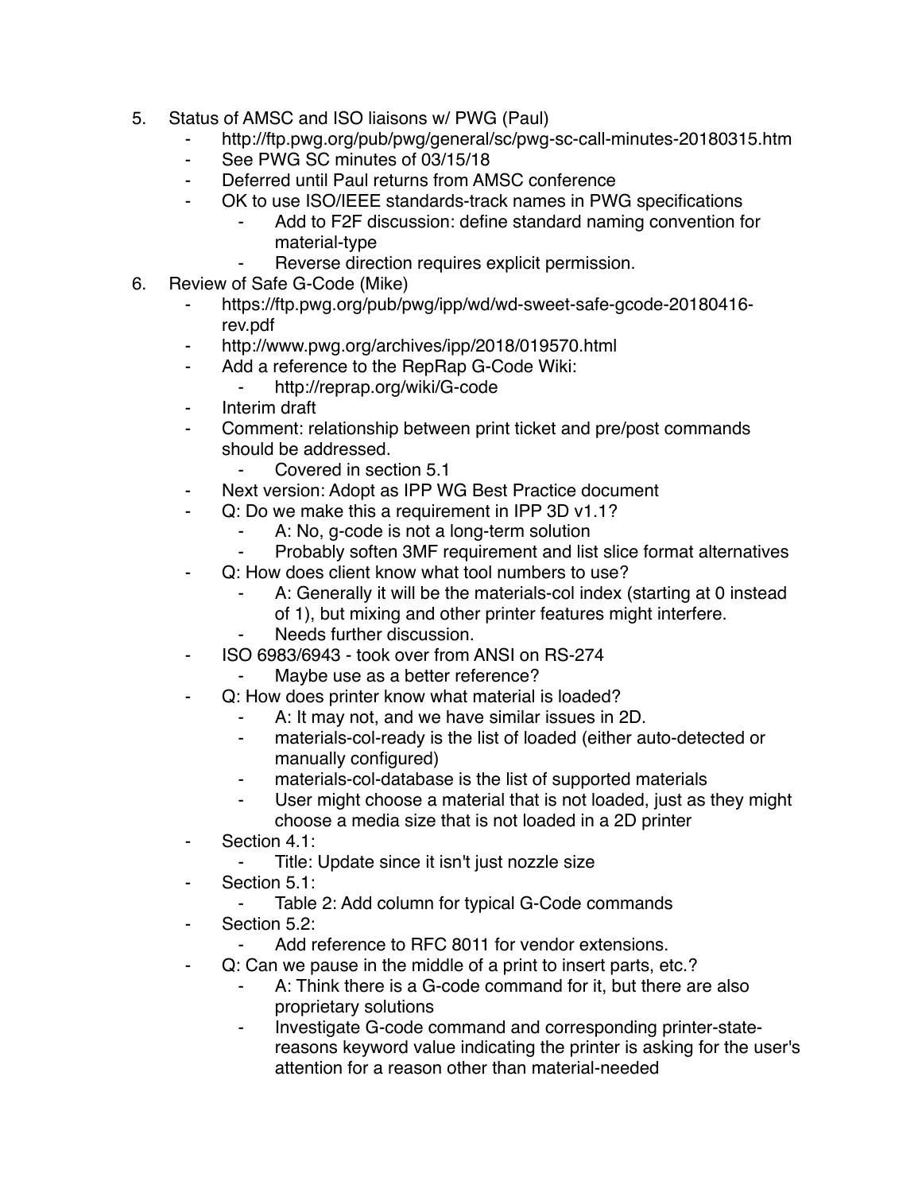5. Status of AMSC and ISO liaisons w/ PWG (Paul)
    - http://ftp.pwg.org/pub/pwg/general/sc/pwg-sc-call-minutes-20180315.htm
    - See PWG SC minutes of 03/15/18
    - Deferred until Paul returns from AMSC conference
    - OK to use ISO/IEEE standards-track names in PWG specifications
        - Add to F2F discussion: define standard naming convention for material-type
        - Reverse direction requires explicit permission.
6. Review of Safe G-Code (Mike)
    - https://ftp.pwg.org/pub/pwg/ipp/wd/wd-sweet-safe-gcode-20180416-rev.pdf
    - http://www.pwg.org/archives/ipp/2018/019570.html
    - Add a reference to the RepRap G-Code Wiki:
        - http://reprap.org/wiki/G-code
    - Interim draft
    - Comment: relationship between print ticket and pre/post commands should be addressed.
        - Covered in section 5.1
    - Next version: Adopt as IPP WG Best Practice document
    - Q: Do we make this a requirement in IPP 3D v1.1?
        - A: No, g-code is not a long-term solution
        - Probably soften 3MF requirement and list slice format alternatives
    - Q: How does client know what tool numbers to use?
        - A: Generally it will be the materials-col index (starting at 0 instead of 1), but mixing and other printer features might interfere.
        - Needs further discussion.
    - ISO 6983/6943 - took over from ANSI on RS-274
        - Maybe use as a better reference?
    - Q: How does printer know what material is loaded?
        - A: It may not, and we have similar issues in 2D.
        - materials-col-ready is the list of loaded (either auto-detected or manually configured)
        - materials-col-database is the list of supported materials
        - User might choose a material that is not loaded, just as they might choose a media size that is not loaded in a 2D printer
    - Section 4.1:
        - Title: Update since it isn't just nozzle size
    - Section 5.1:
        - Table 2: Add column for typical G-Code commands
    - Section 5.2:
        - Add reference to RFC 8011 for vendor extensions.
    - Q: Can we pause in the middle of a print to insert parts, etc.?
        - A: Think there is a G-code command for it, but there are also proprietary solutions
        - Investigate G-code command and corresponding printer-state-reasons keyword value indicating the printer is asking for the user's attention for a reason other than material-needed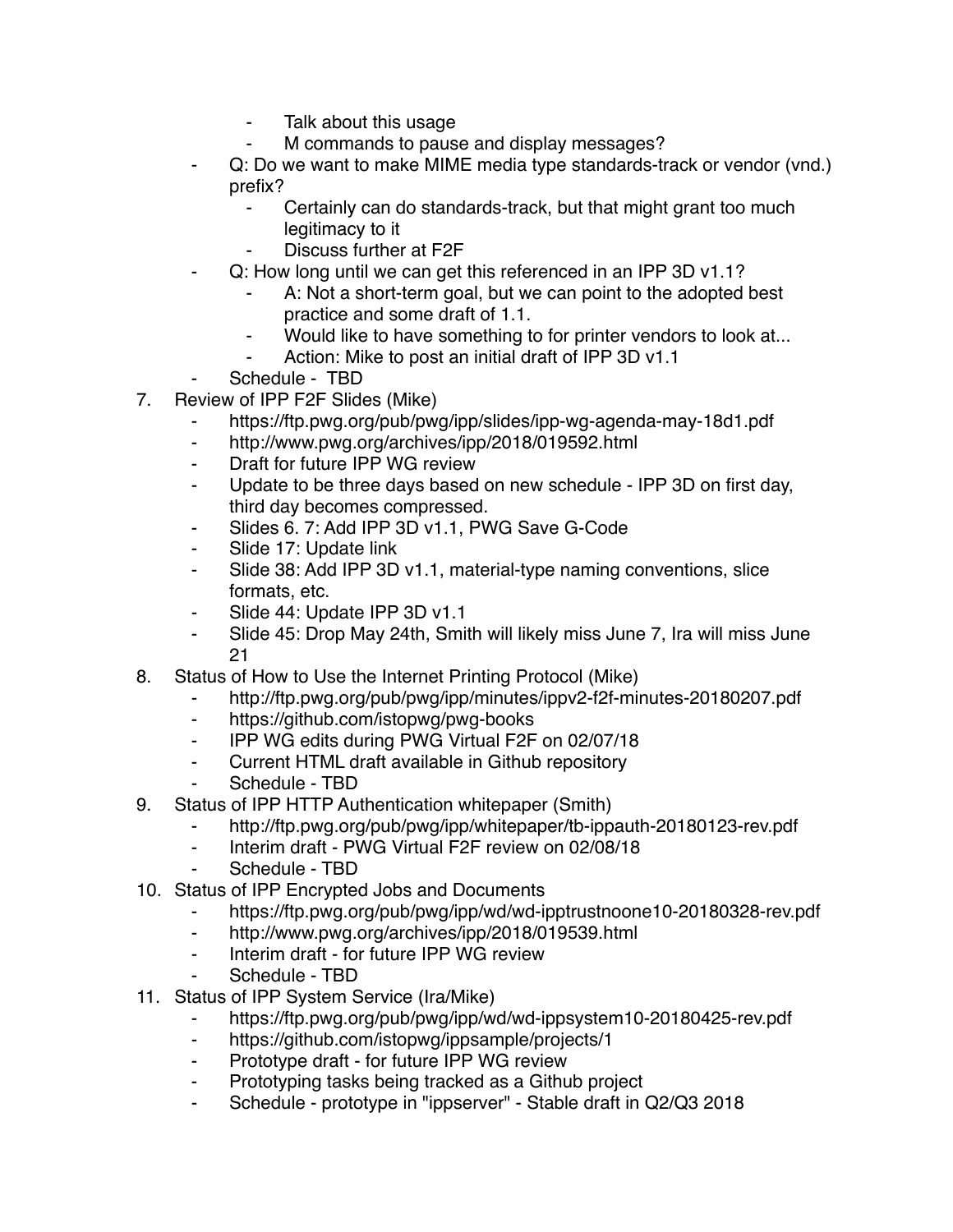- Talk about this usage
            - M commands to pause and display messages?
    - Q: Do we want to make MIME media type standards-track or vendor (vnd.) prefix?
        - Certainly can do standards-track, but that might grant too much legitimacy to it
        - Discuss further at F2F
    - Q: How long until we can get this referenced in an IPP 3D v1.1?
        - A: Not a short-term goal, but we can point to the adopted best practice and some draft of 1.1.
        - Would like to have something to for printer vendors to look at...
        - Action: Mike to post an initial draft of IPP 3D v1.1
    - Schedule - TBD

7. Review of IPP F2F Slides (Mike)
    - https://ftp.pwg.org/pub/pwg/ipp/slides/ipp-wg-agenda-may-18d1.pdf
    - http://www.pwg.org/archives/ipp/2018/019592.html
    - Draft for future IPP WG review
    - Update to be three days based on new schedule - IPP 3D on first day, third day becomes compressed.
    - Slides 6. 7: Add IPP 3D v1.1, PWG Save G-Code
    - Slide 17: Update link
    - Slide 38: Add IPP 3D v1.1, material-type naming conventions, slice formats, etc.
    - Slide 44: Update IPP 3D v1.1
    - Slide 45: Drop May 24th, Smith will likely miss June 7, Ira will miss June 21
8. Status of How to Use the Internet Printing Protocol (Mike)
    - http://ftp.pwg.org/pub/pwg/ipp/minutes/ippv2-f2f-minutes-20180207.pdf
    - https://github.com/istopwg/pwg-books
    - IPP WG edits during PWG Virtual F2F on 02/07/18
    - Current HTML draft available in Github repository
    - Schedule - TBD
9. Status of IPP HTTP Authentication whitepaper (Smith)
    - http://ftp.pwg.org/pub/pwg/ipp/whitepaper/tb-ippauth-20180123-rev.pdf
    - Interim draft - PWG Virtual F2F review on 02/08/18
    - Schedule - TBD
10. Status of IPP Encrypted Jobs and Documents
    - https://ftp.pwg.org/pub/pwg/ipp/wd/wd-ipptrustnoone10-20180328-rev.pdf
    - http://www.pwg.org/archives/ipp/2018/019539.html
    - Interim draft - for future IPP WG review
    - Schedule - TBD
11. Status of IPP System Service (Ira/Mike)
    - https://ftp.pwg.org/pub/pwg/ipp/wd/wd-ippsystem10-20180425-rev.pdf
    - https://github.com/istopwg/ippsample/projects/1
    - Prototype draft - for future IPP WG review
    - Prototyping tasks being tracked as a Github project
    - Schedule - prototype in "ippserver" - Stable draft in Q2/Q3 2018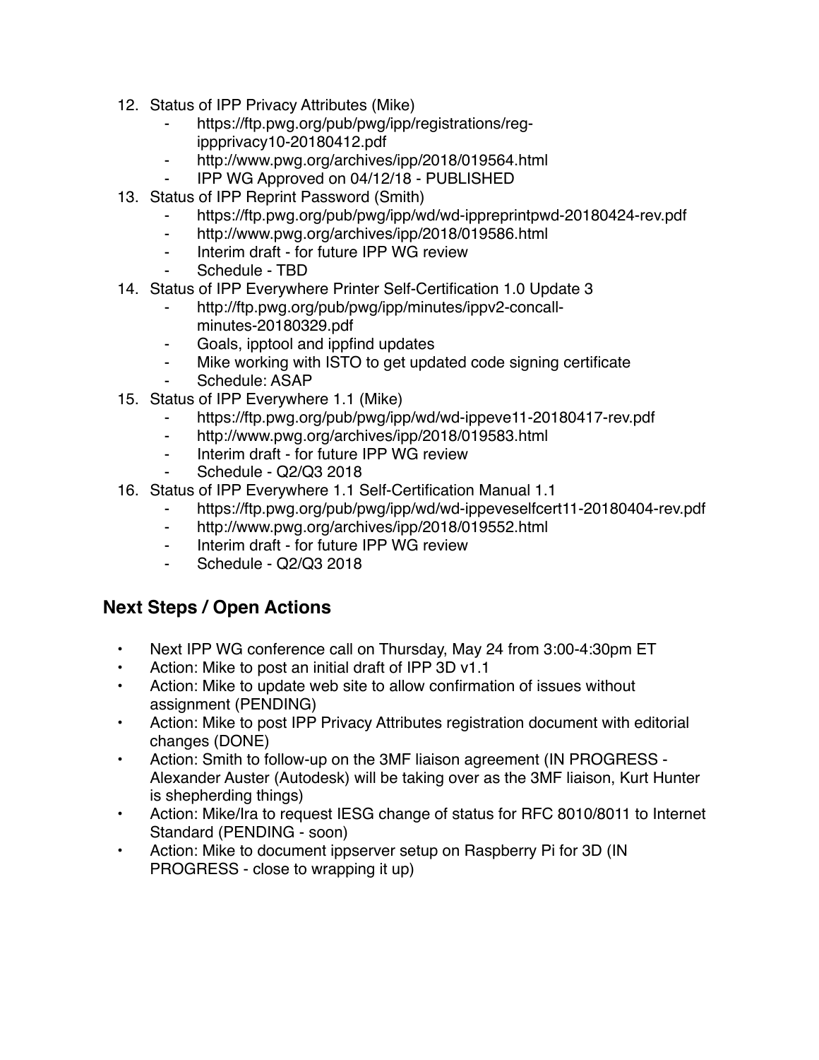12. Status of IPP Privacy Attributes (Mike)
    - https://ftp.pwg.org/pub/pwg/ipp/registrations/reg-ippprivacy10-20180412.pdf
    - http://www.pwg.org/archives/ipp/2018/019564.html
    - IPP WG Approved on 04/12/18 - PUBLISHED
13. Status of IPP Reprint Password (Smith)
    - https://ftp.pwg.org/pub/pwg/ipp/wd/wd-ippreprintpwd-20180424-rev.pdf
    - http://www.pwg.org/archives/ipp/2018/019586.html
    - Interim draft - for future IPP WG review
    - Schedule - TBD
14. Status of IPP Everywhere Printer Self-Certification 1.0 Update 3
    - http://ftp.pwg.org/pub/pwg/ipp/minutes/ippv2-concall-minutes-20180329.pdf
    - Goals, ipptool and ippfind updates
    - Mike working with ISTO to get updated code signing certificate
    - Schedule: ASAP
15. Status of IPP Everywhere 1.1 (Mike)
    - https://ftp.pwg.org/pub/pwg/ipp/wd/wd-ippeve11-20180417-rev.pdf
    - http://www.pwg.org/archives/ipp/2018/019583.html
    - Interim draft - for future IPP WG review
    - Schedule - Q2/Q3 2018
16. Status of IPP Everywhere 1.1 Self-Certification Manual 1.1
    - https://ftp.pwg.org/pub/pwg/ipp/wd/wd-ippeveselfcert11-20180404-rev.pdf
    - http://www.pwg.org/archives/ipp/2018/019552.html
    - Interim draft - for future IPP WG review
    - Schedule - Q2/Q3 2018

## Next Steps / Open Actions

- Next IPP WG conference call on Thursday, May 24 from 3:00-4:30pm ET
- Action: Mike to post an initial draft of IPP 3D v1.1
- Action: Mike to update web site to allow confirmation of issues without assignment (PENDING)
- Action: Mike to post IPP Privacy Attributes registration document with editorial changes (DONE)
- Action: Smith to follow-up on the 3MF liaison agreement (IN PROGRESS - Alexander Auster (Autodesk) will be taking over as the 3MF liaison, Kurt Hunter is shepherding things)
- Action: Mike/Ira to request IESG change of status for RFC 8010/8011 to Internet Standard (PENDING - soon)
- Action: Mike to document ippserver setup on Raspberry Pi for 3D (IN PROGRESS - close to wrapping it up)